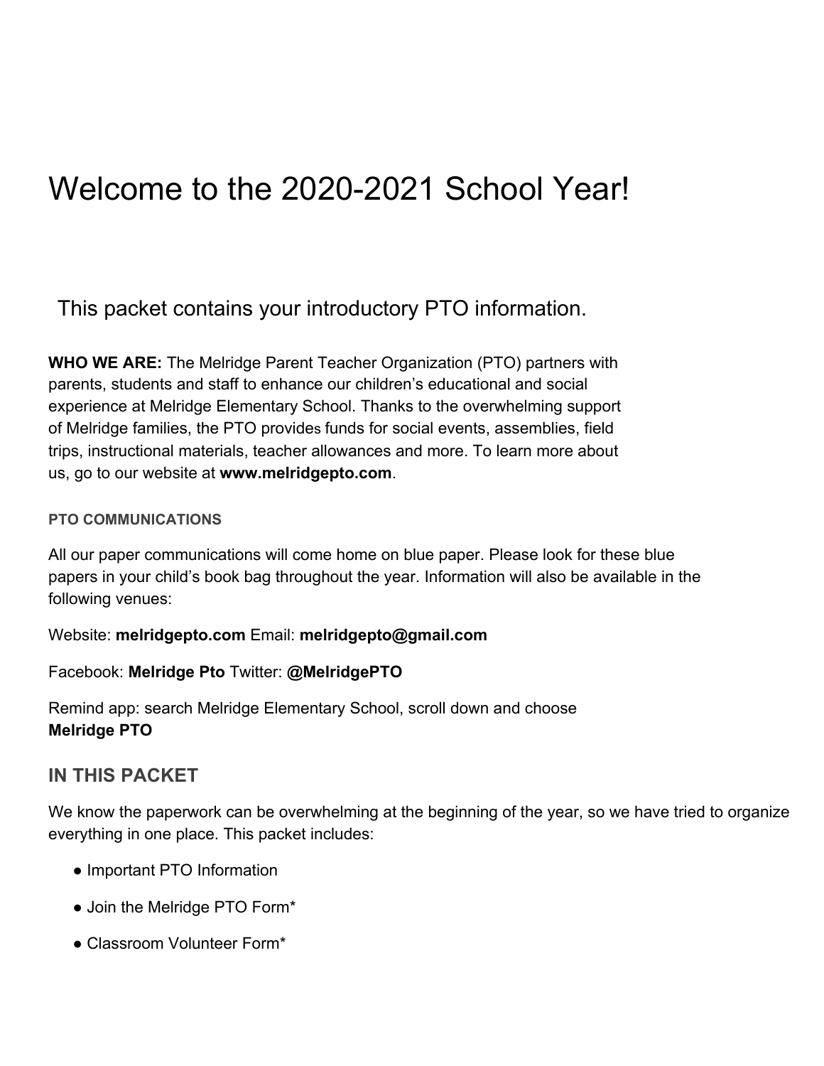# Welcome to the 2020-2021 School Year!

## This packet contains your introductory PTO information.

**WHO WE ARE:** The Melridge Parent Teacher Organization (PTO) partners with parents, students and staff to enhance our children's educational and social experience at Melridge Elementary School. Thanks to the overwhelming support of Melridge families, the PTO provides funds for social events, assemblies, field trips, instructional materials, teacher allowances and more. To learn more about us, go to our website at **www.melridgepto.com**.

### PTO COMMUNICATIONS

All our paper communications will come home on blue paper. Please look for these blue papers in your child's book bag throughout the year. Information will also be available in the following venues:

Website: **melridgepto.com** Email: **melridgepto@gmail.com**

Facebook: **Melridge Pto** Twitter: **@MelridgePTO**

Remind app: search Melridge Elementary School, scroll down and choose **Melridge PTO**

## IN THIS PACKET

We know the paperwork can be overwhelming at the beginning of the year, so we have tried to organize everything in one place. This packet includes:

- Important PTO Information
- Join the Melridge PTO Form*
- Classroom Volunteer Form*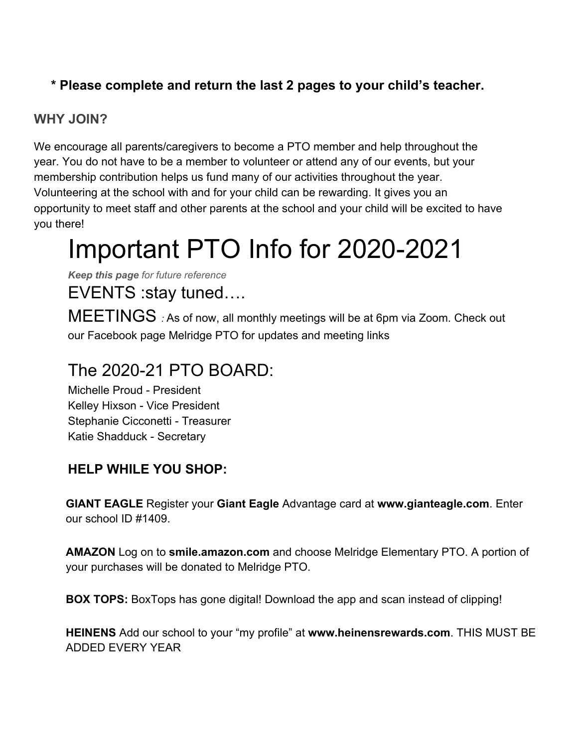**\* Please complete and return the last 2 pages to your child's teacher.**

### WHY JOIN?

We encourage all parents/caregivers to become a PTO member and help throughout the year. You do not have to be a member to volunteer or attend any of our events, but your membership contribution helps us fund many of our activities throughout the year. Volunteering at the school with and for your child can be rewarding. It gives you an opportunity to meet staff and other parents at the school and your child will be excited to have you there!

# Important PTO Info for 2020-2021

***Keep this page** for future reference*

## EVENTS :stay tuned….

## MEETINGS

*:* As of now, all monthly meetings will be at 6pm via Zoom. Check out our Facebook page Melridge PTO for updates and meeting links

## The 2020-21 PTO BOARD:

Michelle Proud - President
Kelley Hixson - Vice President
Stephanie Cicconetti - Treasurer
Katie Shadduck - Secretary

### HELP WHILE YOU SHOP:

**GIANT EAGLE** Register your **Giant Eagle** Advantage card at **www.gianteagle.com**. Enter our school ID #1409.

**AMAZON** Log on to **smile.amazon.com** and choose Melridge Elementary PTO. A portion of your purchases will be donated to Melridge PTO.

**BOX TOPS:** BoxTops has gone digital! Download the app and scan instead of clipping!

**HEINENS** Add our school to your "my profile" at **www.heinensrewards.com**. THIS MUST BE ADDED EVERY YEAR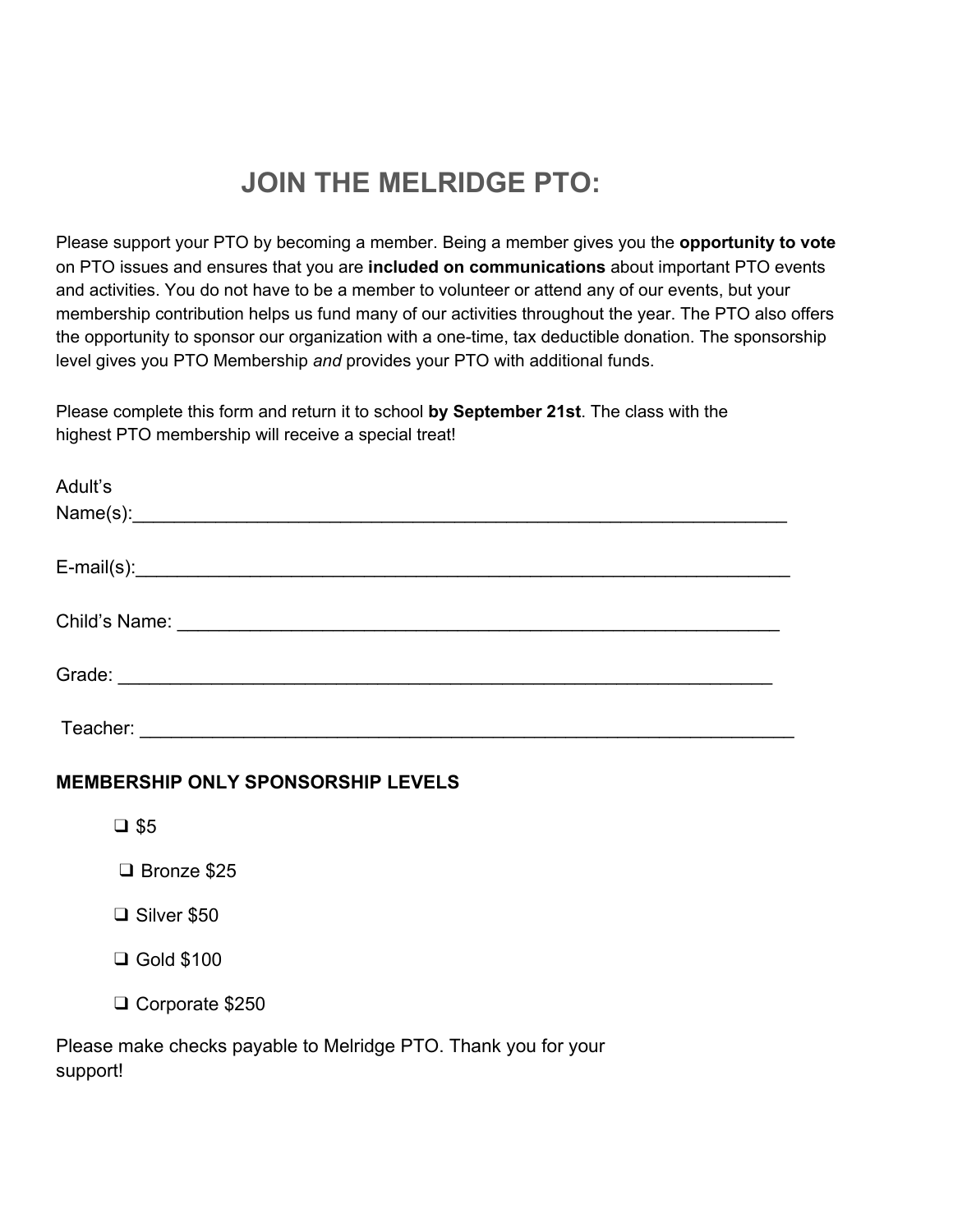# JOIN THE MELRIDGE PTO:

Please support your PTO by becoming a member. Being a member gives you the **opportunity to vote** on PTO issues and ensures that you are **included on communications** about important PTO events and activities. You do not have to be a member to volunteer or attend any of our events, but your membership contribution helps us fund many of our activities throughout the year. The PTO also offers the opportunity to sponsor our organization with a one-time, tax deductible donation. The sponsorship level gives you PTO Membership *and* provides your PTO with additional funds.

Please complete this form and return it to school **by September 21st**. The class with the highest PTO membership will receive a special treat!

Adult's Name(s):________________________________________________________________

E-mail(s):________________________________________________________________

Child's Name: ________________________________________________________

Grade: ____________________________________________________________

Teacher: ____________________________________________________________

**MEMBERSHIP ONLY SPONSORSHIP LEVELS**

- ❑ $5
- ❑ Bronze $25
- ❑ Silver $50
- ❑ Gold $100
- ❑ Corporate $250

Please make checks payable to Melridge PTO. Thank you for your support!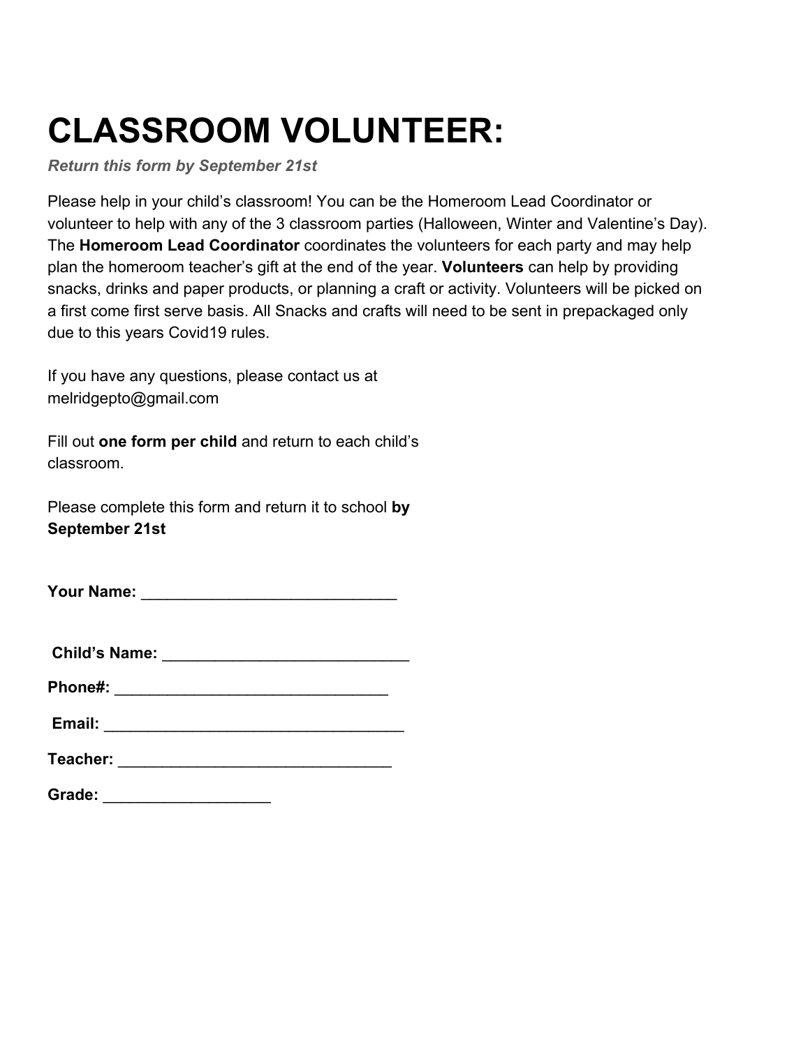# CLASSROOM VOLUNTEER:

***Return this form by September 21st***

Please help in your child's classroom! You can be the Homeroom Lead Coordinator or volunteer to help with any of the 3 classroom parties (Halloween, Winter and Valentine's Day). The **Homeroom Lead Coordinator** coordinates the volunteers for each party and may help plan the homeroom teacher's gift at the end of the year. **Volunteers** can help by providing snacks, drinks and paper products, or planning a craft or activity. Volunteers will be picked on a first come first serve basis. All Snacks and crafts will need to be sent in prepackaged only due to this years Covid19 rules.

If you have any questions, please contact us at melridgepto@gmail.com

Fill out **one form per child** and return to each child's classroom.

Please complete this form and return it to school **by September 21st**

**Your Name:** ______________________________

**Child's Name:** _____________________________

**Phone#:** ________________________________

**Email:** ___________________________________

**Teacher:** ________________________________

**Grade:** ___________________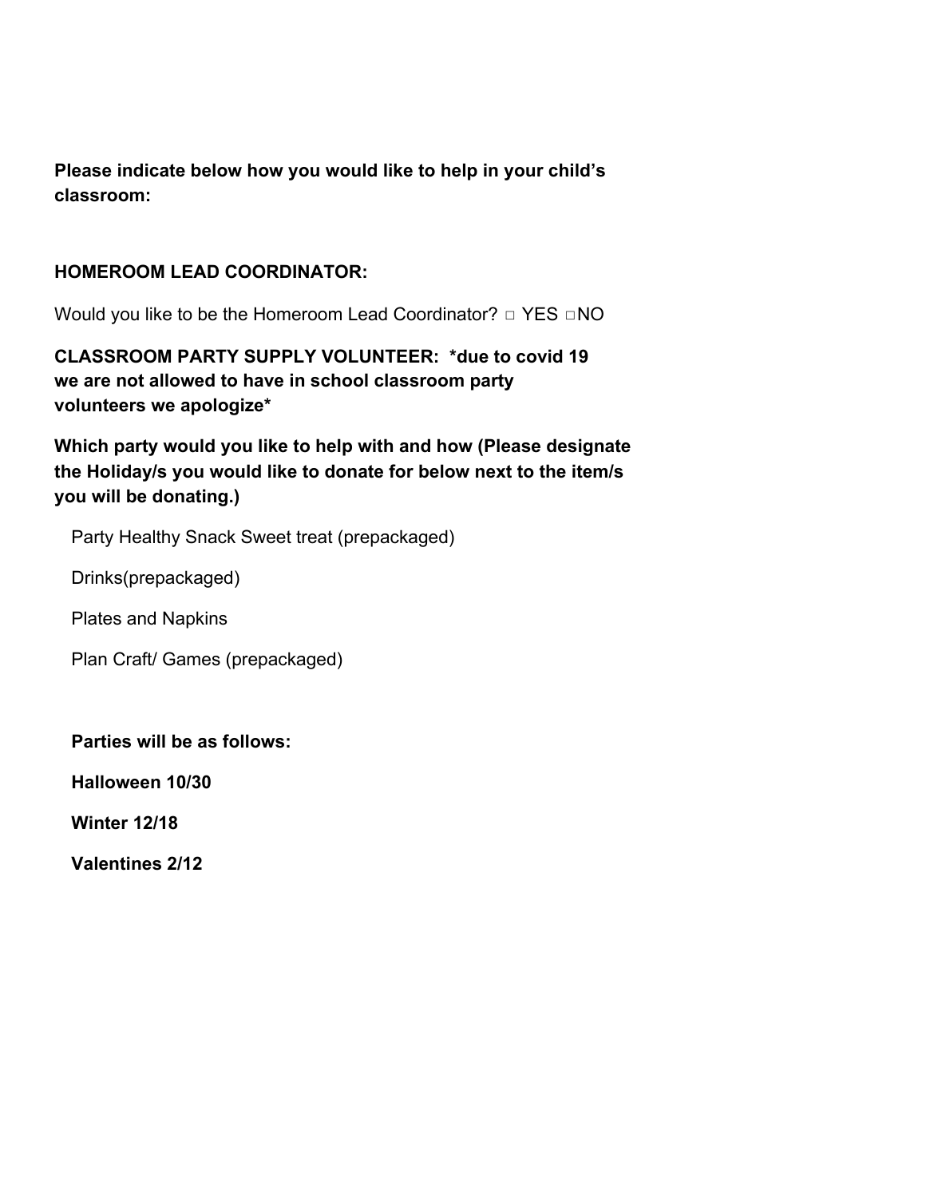**Please indicate below how you would like to help in your child's classroom:**

**HOMEROOM LEAD COORDINATOR:**

Would you like to be the Homeroom Lead Coordinator? □ YES □NO

**CLASSROOM PARTY SUPPLY VOLUNTEER: *due to covid 19 we are not allowed to have in school classroom party volunteers we apologize***

**Which party would you like to help with and how (Please designate the Holiday/s you would like to donate for below next to the item/s you will be donating.)**

Party Healthy Snack Sweet treat (prepackaged)

Drinks(prepackaged)

Plates and Napkins

Plan Craft/ Games (prepackaged)

**Parties will be as follows:**

**Halloween 10/30**

**Winter 12/18**

**Valentines 2/12**